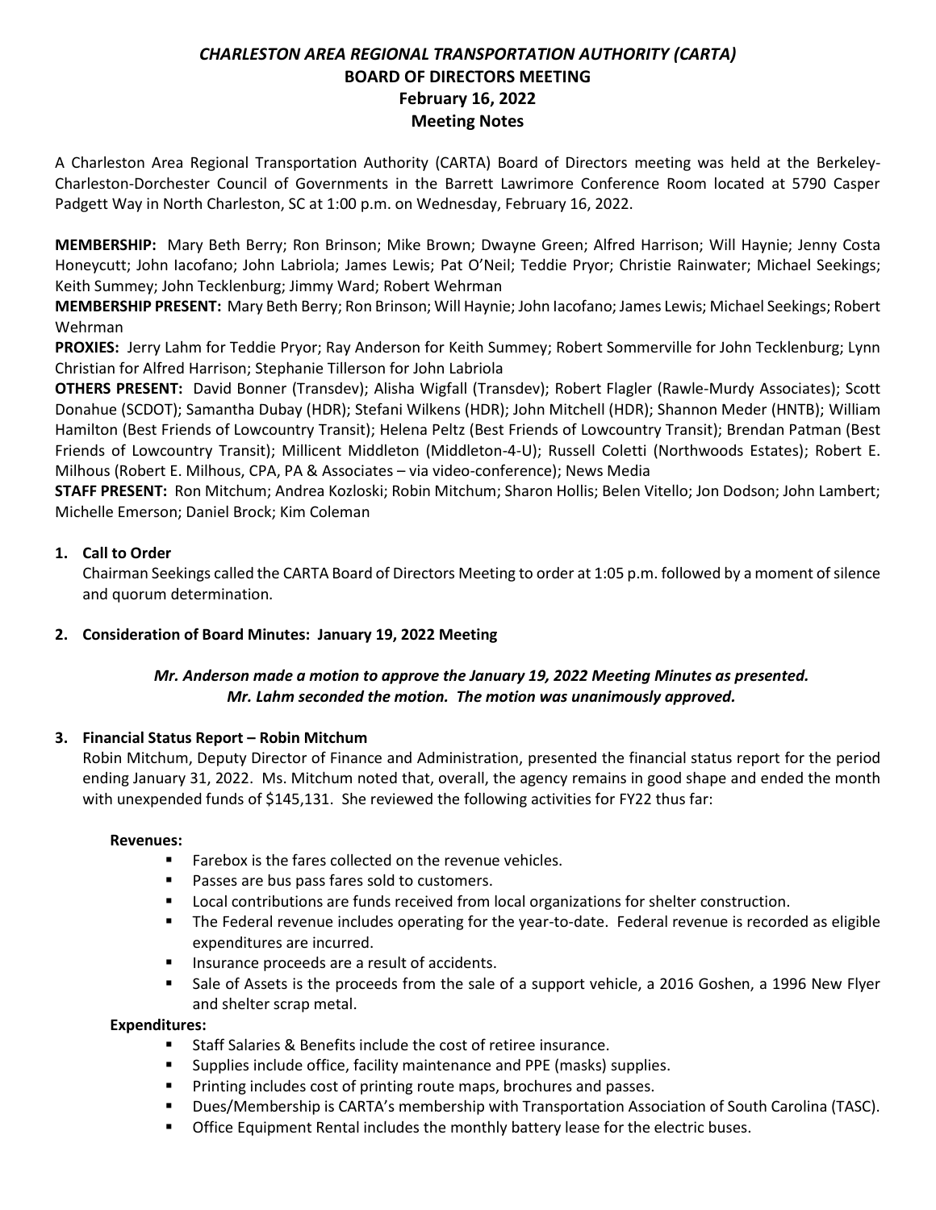# *CHARLESTON AREA REGIONAL TRANSPORTATION AUTHORITY (CARTA)*
## BOARD OF DIRECTORS MEETING
## February 16, 2022
## Meeting Notes

A Charleston Area Regional Transportation Authority (CARTA) Board of Directors meeting was held at the Berkeley-Charleston-Dorchester Council of Governments in the Barrett Lawrimore Conference Room located at 5790 Casper Padgett Way in North Charleston, SC at 1:00 p.m. on Wednesday, February 16, 2022.

**MEMBERSHIP:** Mary Beth Berry; Ron Brinson; Mike Brown; Dwayne Green; Alfred Harrison; Will Haynie; Jenny Costa Honeycutt; John Iacofano; John Labriola; James Lewis; Pat O'Neil; Teddie Pryor; Christie Rainwater; Michael Seekings; Keith Summey; John Tecklenburg; Jimmy Ward; Robert Wehrman

**MEMBERSHIP PRESENT:** Mary Beth Berry; Ron Brinson; Will Haynie; John Iacofano; James Lewis; Michael Seekings; Robert Wehrman

**PROXIES:** Jerry Lahm for Teddie Pryor; Ray Anderson for Keith Summey; Robert Sommerville for John Tecklenburg; Lynn Christian for Alfred Harrison; Stephanie Tillerson for John Labriola

**OTHERS PRESENT:** David Bonner (Transdev); Alisha Wigfall (Transdev); Robert Flagler (Rawle-Murdy Associates); Scott Donahue (SCDOT); Samantha Dubay (HDR); Stefani Wilkens (HDR); John Mitchell (HDR); Shannon Meder (HNTB); William Hamilton (Best Friends of Lowcountry Transit); Helena Peltz (Best Friends of Lowcountry Transit); Brendan Patman (Best Friends of Lowcountry Transit); Millicent Middleton (Middleton-4-U); Russell Coletti (Northwoods Estates); Robert E. Milhous (Robert E. Milhous, CPA, PA & Associates – via video-conference); News Media

**STAFF PRESENT:** Ron Mitchum; Andrea Kozloski; Robin Mitchum; Sharon Hollis; Belen Vitello; Jon Dodson; John Lambert; Michelle Emerson; Daniel Brock; Kim Coleman

1. **Call to Order**

   Chairman Seekings called the CARTA Board of Directors Meeting to order at 1:05 p.m. followed by a moment of silence and quorum determination.

2. **Consideration of Board Minutes: January 19, 2022 Meeting**

   ***Mr. Anderson made a motion to approve the January 19, 2022 Meeting Minutes as presented. Mr. Lahm seconded the motion. The motion was unanimously approved.***

3. **Financial Status Report – Robin Mitchum**

   Robin Mitchum, Deputy Director of Finance and Administration, presented the financial status report for the period ending January 31, 2022. Ms. Mitchum noted that, overall, the agency remains in good shape and ended the month with unexpended funds of $145,131. She reviewed the following activities for FY22 thus far:

   **Revenues:**
   - Farebox is the fares collected on the revenue vehicles.
   - Passes are bus pass fares sold to customers.
   - Local contributions are funds received from local organizations for shelter construction.
   - The Federal revenue includes operating for the year-to-date. Federal revenue is recorded as eligible expenditures are incurred.
   - Insurance proceeds are a result of accidents.
   - Sale of Assets is the proceeds from the sale of a support vehicle, a 2016 Goshen, a 1996 New Flyer and shelter scrap metal.

   **Expenditures:**
   - Staff Salaries & Benefits include the cost of retiree insurance.
   - Supplies include office, facility maintenance and PPE (masks) supplies.
   - Printing includes cost of printing route maps, brochures and passes.
   - Dues/Membership is CARTA's membership with Transportation Association of South Carolina (TASC).
   - Office Equipment Rental includes the monthly battery lease for the electric buses.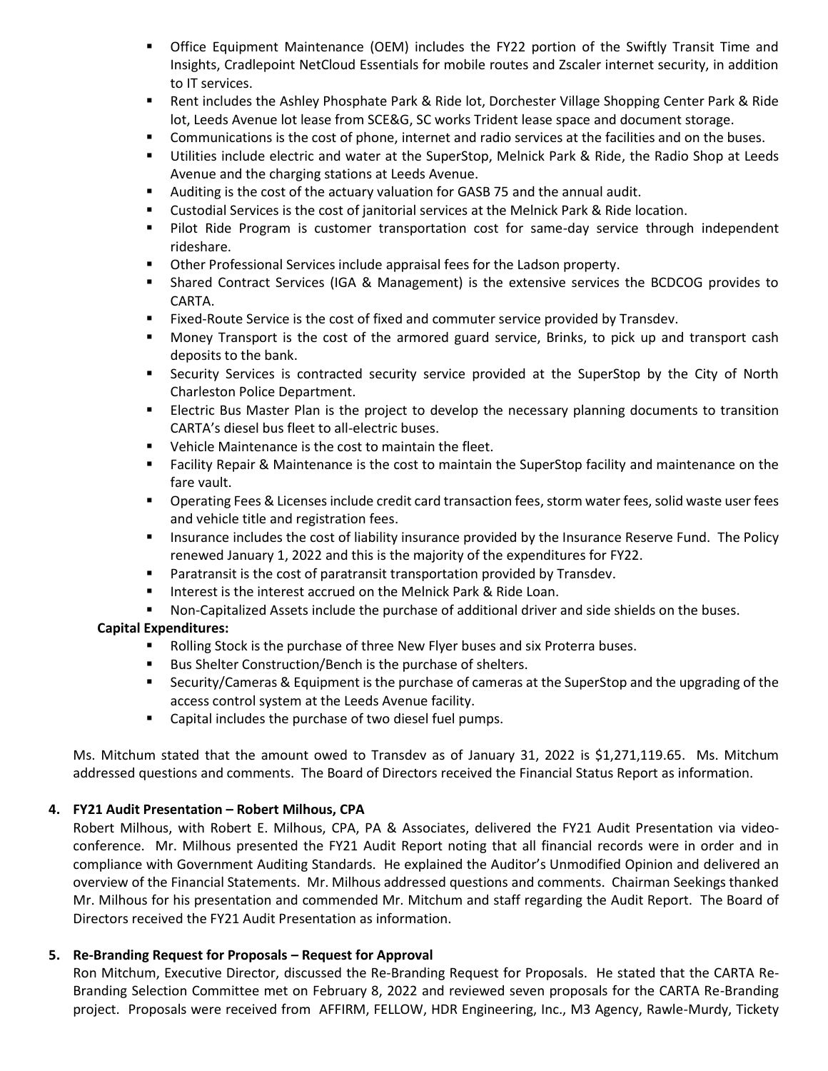- Office Equipment Maintenance (OEM) includes the FY22 portion of the Swiftly Transit Time and Insights, Cradlepoint NetCloud Essentials for mobile routes and Zscaler internet security, in addition to IT services.
- Rent includes the Ashley Phosphate Park & Ride lot, Dorchester Village Shopping Center Park & Ride lot, Leeds Avenue lot lease from SCE&G, SC works Trident lease space and document storage.
- Communications is the cost of phone, internet and radio services at the facilities and on the buses.
- Utilities include electric and water at the SuperStop, Melnick Park & Ride, the Radio Shop at Leeds Avenue and the charging stations at Leeds Avenue.
- Auditing is the cost of the actuary valuation for GASB 75 and the annual audit.
- Custodial Services is the cost of janitorial services at the Melnick Park & Ride location.
- Pilot Ride Program is customer transportation cost for same-day service through independent rideshare.
- Other Professional Services include appraisal fees for the Ladson property.
- Shared Contract Services (IGA & Management) is the extensive services the BCDCOG provides to CARTA.
- Fixed-Route Service is the cost of fixed and commuter service provided by Transdev.
- Money Transport is the cost of the armored guard service, Brinks, to pick up and transport cash deposits to the bank.
- Security Services is contracted security service provided at the SuperStop by the City of North Charleston Police Department.
- Electric Bus Master Plan is the project to develop the necessary planning documents to transition CARTA's diesel bus fleet to all-electric buses.
- Vehicle Maintenance is the cost to maintain the fleet.
- Facility Repair & Maintenance is the cost to maintain the SuperStop facility and maintenance on the fare vault.
- Operating Fees & Licenses include credit card transaction fees, storm water fees, solid waste user fees and vehicle title and registration fees.
- Insurance includes the cost of liability insurance provided by the Insurance Reserve Fund. The Policy renewed January 1, 2022 and this is the majority of the expenditures for FY22.
- Paratransit is the cost of paratransit transportation provided by Transdev.
- Interest is the interest accrued on the Melnick Park & Ride Loan.
- Non-Capitalized Assets include the purchase of additional driver and side shields on the buses.

**Capital Expenditures:**

- Rolling Stock is the purchase of three New Flyer buses and six Proterra buses.
- Bus Shelter Construction/Bench is the purchase of shelters.
- Security/Cameras & Equipment is the purchase of cameras at the SuperStop and the upgrading of the access control system at the Leeds Avenue facility.
- Capital includes the purchase of two diesel fuel pumps.

Ms. Mitchum stated that the amount owed to Transdev as of January 31, 2022 is $1,271,119.65. Ms. Mitchum addressed questions and comments. The Board of Directors received the Financial Status Report as information.

**4. FY21 Audit Presentation – Robert Milhous, CPA**

Robert Milhous, with Robert E. Milhous, CPA, PA & Associates, delivered the FY21 Audit Presentation via video-conference. Mr. Milhous presented the FY21 Audit Report noting that all financial records were in order and in compliance with Government Auditing Standards. He explained the Auditor's Unmodified Opinion and delivered an overview of the Financial Statements. Mr. Milhous addressed questions and comments. Chairman Seekings thanked Mr. Milhous for his presentation and commended Mr. Mitchum and staff regarding the Audit Report. The Board of Directors received the FY21 Audit Presentation as information.

**5. Re-Branding Request for Proposals – Request for Approval**

Ron Mitchum, Executive Director, discussed the Re-Branding Request for Proposals. He stated that the CARTA Re-Branding Selection Committee met on February 8, 2022 and reviewed seven proposals for the CARTA Re-Branding project. Proposals were received from AFFIRM, FELLOW, HDR Engineering, Inc., M3 Agency, Rawle-Murdy, Tickety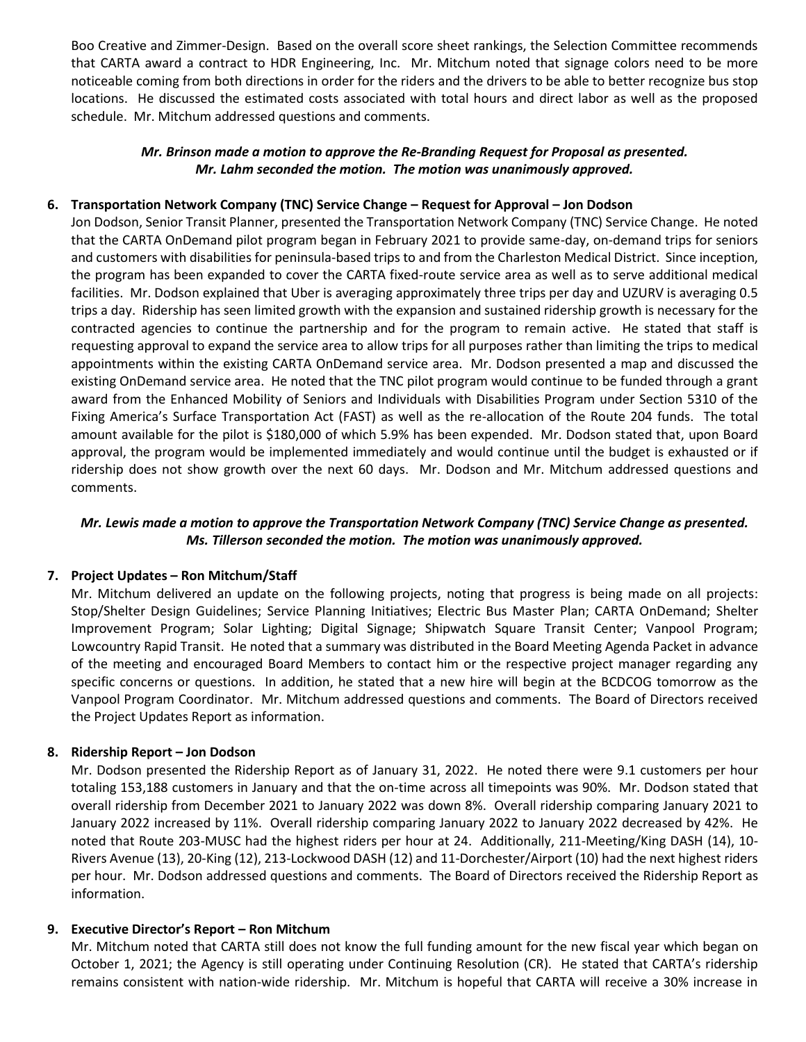Boo Creative and Zimmer-Design. Based on the overall score sheet rankings, the Selection Committee recommends that CARTA award a contract to HDR Engineering, Inc. Mr. Mitchum noted that signage colors need to be more noticeable coming from both directions in order for the riders and the drivers to be able to better recognize bus stop locations. He discussed the estimated costs associated with total hours and direct labor as well as the proposed schedule. Mr. Mitchum addressed questions and comments.

***Mr. Brinson made a motion to approve the Re-Branding Request for Proposal as presented. Mr. Lahm seconded the motion. The motion was unanimously approved.***

**6. Transportation Network Company (TNC) Service Change – Request for Approval – Jon Dodson**

Jon Dodson, Senior Transit Planner, presented the Transportation Network Company (TNC) Service Change. He noted that the CARTA OnDemand pilot program began in February 2021 to provide same-day, on-demand trips for seniors and customers with disabilities for peninsula-based trips to and from the Charleston Medical District. Since inception, the program has been expanded to cover the CARTA fixed-route service area as well as to serve additional medical facilities. Mr. Dodson explained that Uber is averaging approximately three trips per day and UZURV is averaging 0.5 trips a day. Ridership has seen limited growth with the expansion and sustained ridership growth is necessary for the contracted agencies to continue the partnership and for the program to remain active. He stated that staff is requesting approval to expand the service area to allow trips for all purposes rather than limiting the trips to medical appointments within the existing CARTA OnDemand service area. Mr. Dodson presented a map and discussed the existing OnDemand service area. He noted that the TNC pilot program would continue to be funded through a grant award from the Enhanced Mobility of Seniors and Individuals with Disabilities Program under Section 5310 of the Fixing America's Surface Transportation Act (FAST) as well as the re-allocation of the Route 204 funds. The total amount available for the pilot is $180,000 of which 5.9% has been expended. Mr. Dodson stated that, upon Board approval, the program would be implemented immediately and would continue until the budget is exhausted or if ridership does not show growth over the next 60 days. Mr. Dodson and Mr. Mitchum addressed questions and comments.

***Mr. Lewis made a motion to approve the Transportation Network Company (TNC) Service Change as presented. Ms. Tillerson seconded the motion. The motion was unanimously approved.***

**7. Project Updates – Ron Mitchum/Staff**

Mr. Mitchum delivered an update on the following projects, noting that progress is being made on all projects: Stop/Shelter Design Guidelines; Service Planning Initiatives; Electric Bus Master Plan; CARTA OnDemand; Shelter Improvement Program; Solar Lighting; Digital Signage; Shipwatch Square Transit Center; Vanpool Program; Lowcountry Rapid Transit. He noted that a summary was distributed in the Board Meeting Agenda Packet in advance of the meeting and encouraged Board Members to contact him or the respective project manager regarding any specific concerns or questions. In addition, he stated that a new hire will begin at the BCDCOG tomorrow as the Vanpool Program Coordinator. Mr. Mitchum addressed questions and comments. The Board of Directors received the Project Updates Report as information.

**8. Ridership Report – Jon Dodson**

Mr. Dodson presented the Ridership Report as of January 31, 2022. He noted there were 9.1 customers per hour totaling 153,188 customers in January and that the on-time across all timepoints was 90%. Mr. Dodson stated that overall ridership from December 2021 to January 2022 was down 8%. Overall ridership comparing January 2021 to January 2022 increased by 11%. Overall ridership comparing January 2022 to January 2022 decreased by 42%. He noted that Route 203-MUSC had the highest riders per hour at 24. Additionally, 211-Meeting/King DASH (14), 10-Rivers Avenue (13), 20-King (12), 213-Lockwood DASH (12) and 11-Dorchester/Airport (10) had the next highest riders per hour. Mr. Dodson addressed questions and comments. The Board of Directors received the Ridership Report as information.

**9. Executive Director's Report – Ron Mitchum**

Mr. Mitchum noted that CARTA still does not know the full funding amount for the new fiscal year which began on October 1, 2021; the Agency is still operating under Continuing Resolution (CR). He stated that CARTA's ridership remains consistent with nation-wide ridership. Mr. Mitchum is hopeful that CARTA will receive a 30% increase in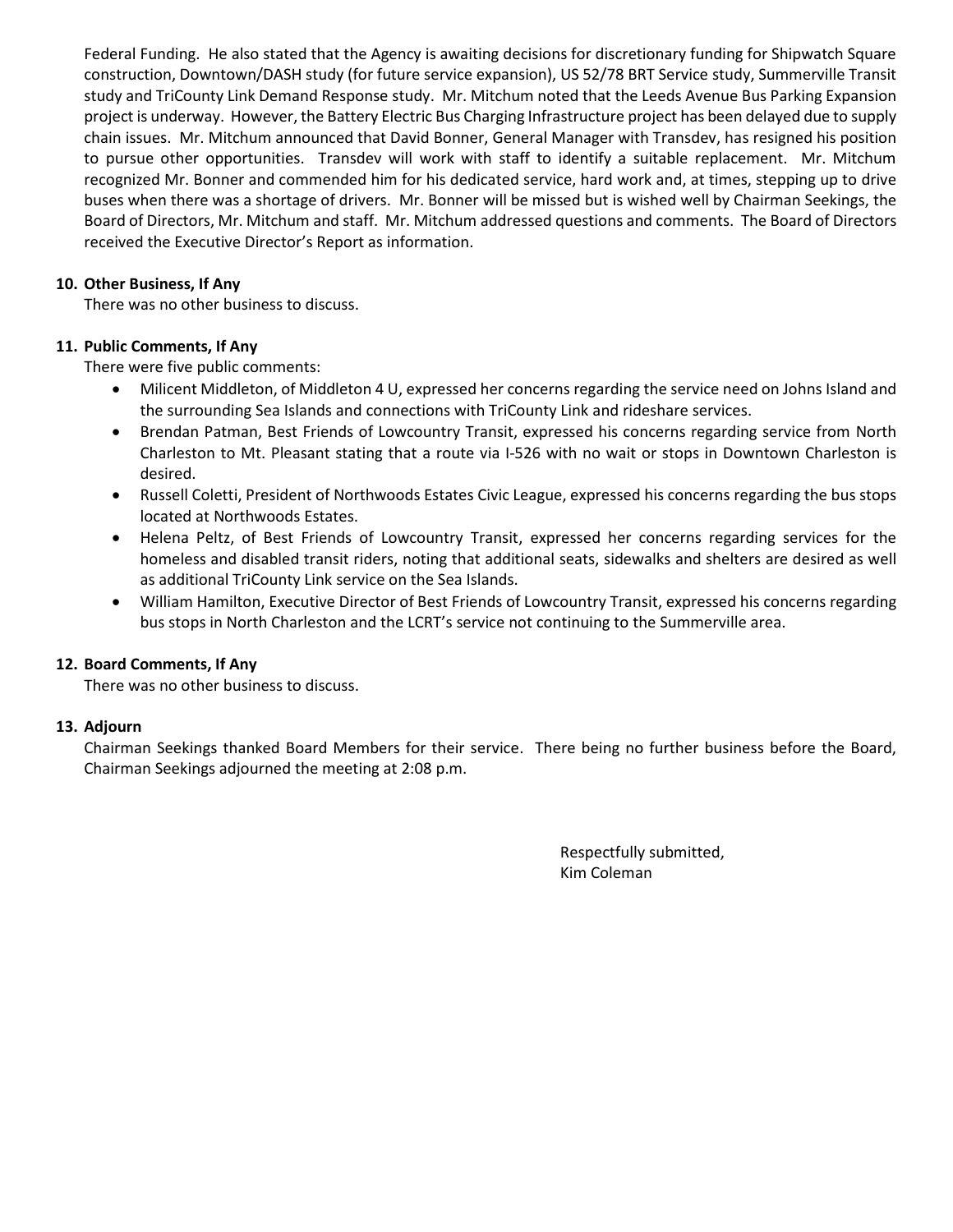Federal Funding. He also stated that the Agency is awaiting decisions for discretionary funding for Shipwatch Square construction, Downtown/DASH study (for future service expansion), US 52/78 BRT Service study, Summerville Transit study and TriCounty Link Demand Response study. Mr. Mitchum noted that the Leeds Avenue Bus Parking Expansion project is underway. However, the Battery Electric Bus Charging Infrastructure project has been delayed due to supply chain issues. Mr. Mitchum announced that David Bonner, General Manager with Transdev, has resigned his position to pursue other opportunities. Transdev will work with staff to identify a suitable replacement. Mr. Mitchum recognized Mr. Bonner and commended him for his dedicated service, hard work and, at times, stepping up to drive buses when there was a shortage of drivers. Mr. Bonner will be missed but is wished well by Chairman Seekings, the Board of Directors, Mr. Mitchum and staff. Mr. Mitchum addressed questions and comments. The Board of Directors received the Executive Director's Report as information.

**10. Other Business, If Any**

There was no other business to discuss.

**11. Public Comments, If Any**

There were five public comments:

- Milicent Middleton, of Middleton 4 U, expressed her concerns regarding the service need on Johns Island and the surrounding Sea Islands and connections with TriCounty Link and rideshare services.
- Brendan Patman, Best Friends of Lowcountry Transit, expressed his concerns regarding service from North Charleston to Mt. Pleasant stating that a route via I-526 with no wait or stops in Downtown Charleston is desired.
- Russell Coletti, President of Northwoods Estates Civic League, expressed his concerns regarding the bus stops located at Northwoods Estates.
- Helena Peltz, of Best Friends of Lowcountry Transit, expressed her concerns regarding services for the homeless and disabled transit riders, noting that additional seats, sidewalks and shelters are desired as well as additional TriCounty Link service on the Sea Islands.
- William Hamilton, Executive Director of Best Friends of Lowcountry Transit, expressed his concerns regarding bus stops in North Charleston and the LCRT's service not continuing to the Summerville area.

**12. Board Comments, If Any**

There was no other business to discuss.

**13. Adjourn**

Chairman Seekings thanked Board Members for their service. There being no further business before the Board, Chairman Seekings adjourned the meeting at 2:08 p.m.

Respectfully submitted,
Kim Coleman